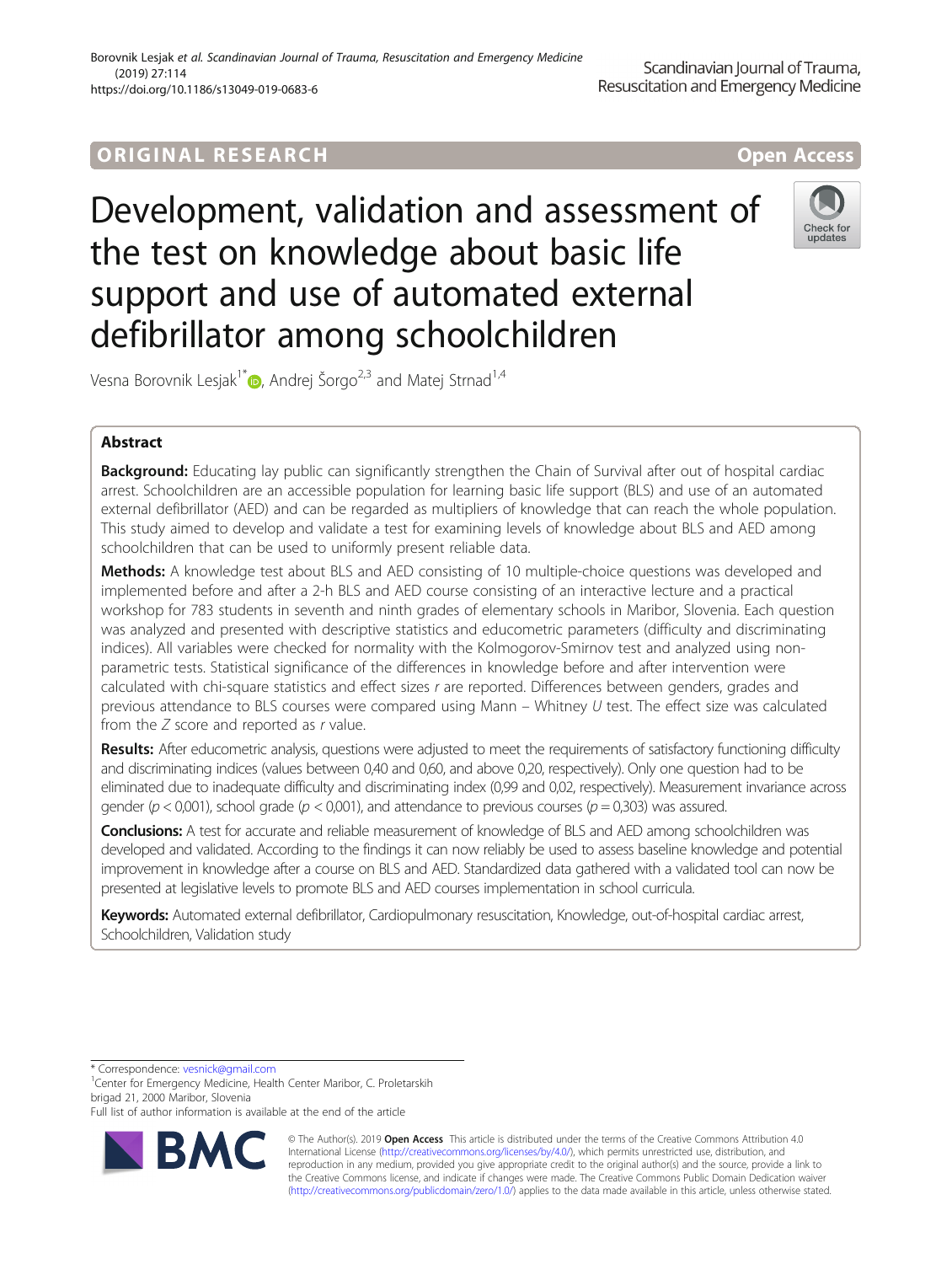ORIGINAL RESEARCH

Open Access

# Development, validation and assessment of the test on knowledge about basic life support and use of automated external defibrillator among schoolchildren

Vesna Borovnik Lesjak[1*], Andrej Šorgo[2,3] and Matej Strnad[1,4]

## Abstract

**Background:** Educating lay public can significantly strengthen the Chain of Survival after out of hospital cardiac arrest. Schoolchildren are an accessible population for learning basic life support (BLS) and use of an automated external defibrillator (AED) and can be regarded as multipliers of knowledge that can reach the whole population. This study aimed to develop and validate a test for examining levels of knowledge about BLS and AED among schoolchildren that can be used to uniformly present reliable data.

**Methods:** A knowledge test about BLS and AED consisting of 10 multiple-choice questions was developed and implemented before and after a 2-h BLS and AED course consisting of an interactive lecture and a practical workshop for 783 students in seventh and ninth grades of elementary schools in Maribor, Slovenia. Each question was analyzed and presented with descriptive statistics and educometric parameters (difficulty and discriminating indices). All variables were checked for normality with the Kolmogorov-Smirnov test and analyzed using non-parametric tests. Statistical significance of the differences in knowledge before and after intervention were calculated with chi-square statistics and effect sizes *r* are reported. Differences between genders, grades and previous attendance to BLS courses were compared using Mann – Whitney *U* test. The effect size was calculated from the *Z* score and reported as *r* value.

**Results:** After educometric analysis, questions were adjusted to meet the requirements of satisfactory functioning difficulty and discriminating indices (values between 0,40 and 0,60, and above 0,20, respectively). Only one question had to be eliminated due to inadequate difficulty and discriminating index (0,99 and 0,02, respectively). Measurement invariance across gender ($p < 0{,}001$), school grade ($p < 0{,}001$), and attendance to previous courses ($p = 0{,}303$) was assured.

**Conclusions:** A test for accurate and reliable measurement of knowledge of BLS and AED among schoolchildren was developed and validated. According to the findings it can now reliably be used to assess baseline knowledge and potential improvement in knowledge after a course on BLS and AED. Standardized data gathered with a validated tool can now be presented at legislative levels to promote BLS and AED courses implementation in school curricula.

**Keywords:** Automated external defibrillator, Cardiopulmonary resuscitation, Knowledge, out-of-hospital cardiac arrest, Schoolchildren, Validation study

---

* Correspondence: vesnick@gmail.com
[1]Center for Emergency Medicine, Health Center Maribor, C. Proletarskih brigad 21, 2000 Maribor, Slovenia
Full list of author information is available at the end of the article

© The Author(s). 2019 **Open Access** This article is distributed under the terms of the Creative Commons Attribution 4.0 International License (http://creativecommons.org/licenses/by/4.0/), which permits unrestricted use, distribution, and reproduction in any medium, provided you give appropriate credit to the original author(s) and the source, provide a link to the Creative Commons license, and indicate if changes were made. The Creative Commons Public Domain Dedication waiver (http://creativecommons.org/publicdomain/zero/1.0/) applies to the data made available in this article, unless otherwise stated.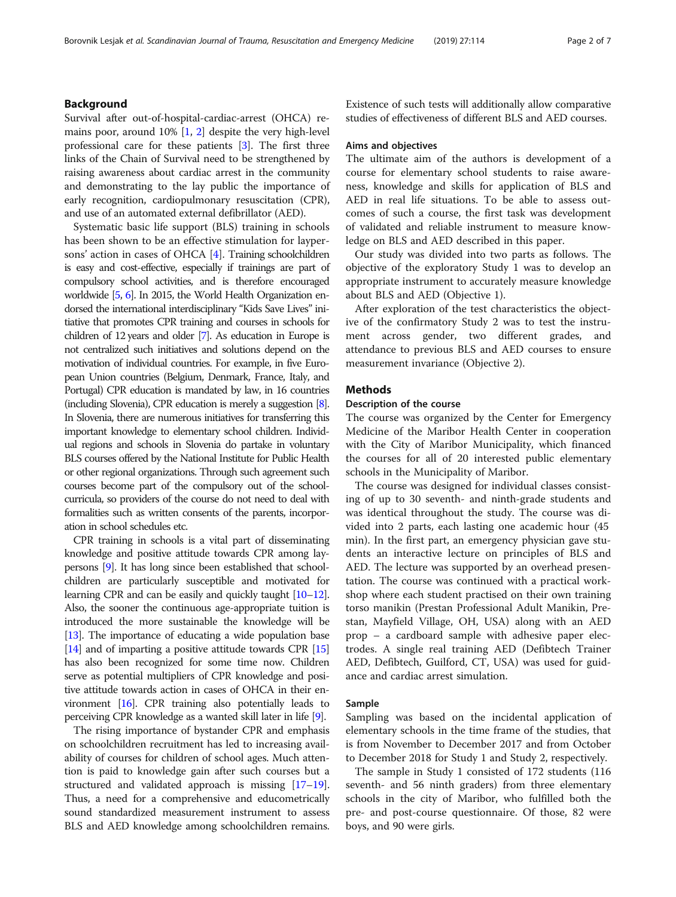## Background

Survival after out-of-hospital-cardiac-arrest (OHCA) remains poor, around 10% [1, 2] despite the very high-level professional care for these patients [3]. The first three links of the Chain of Survival need to be strengthened by raising awareness about cardiac arrest in the community and demonstrating to the lay public the importance of early recognition, cardiopulmonary resuscitation (CPR), and use of an automated external defibrillator (AED).

Systematic basic life support (BLS) training in schools has been shown to be an effective stimulation for laypersons' action in cases of OHCA [4]. Training schoolchildren is easy and cost-effective, especially if trainings are part of compulsory school activities, and is therefore encouraged worldwide [5, 6]. In 2015, the World Health Organization endorsed the international interdisciplinary "Kids Save Lives" initiative that promotes CPR training and courses in schools for children of 12 years and older [7]. As education in Europe is not centralized such initiatives and solutions depend on the motivation of individual countries. For example, in five European Union countries (Belgium, Denmark, France, Italy, and Portugal) CPR education is mandated by law, in 16 countries (including Slovenia), CPR education is merely a suggestion [8]. In Slovenia, there are numerous initiatives for transferring this important knowledge to elementary school children. Individual regions and schools in Slovenia do partake in voluntary BLS courses offered by the National Institute for Public Health or other regional organizations. Through such agreement such courses become part of the compulsory out of the school-curricula, so providers of the course do not need to deal with formalities such as written consents of the parents, incorporation in school schedules etc.

CPR training in schools is a vital part of disseminating knowledge and positive attitude towards CPR among laypersons [9]. It has long since been established that schoolchildren are particularly susceptible and motivated for learning CPR and can be easily and quickly taught [10–12]. Also, the sooner the continuous age-appropriate tuition is introduced the more sustainable the knowledge will be [13]. The importance of educating a wide population base [14] and of imparting a positive attitude towards CPR [15] has also been recognized for some time now. Children serve as potential multipliers of CPR knowledge and positive attitude towards action in cases of OHCA in their environment [16]. CPR training also potentially leads to perceiving CPR knowledge as a wanted skill later in life [9].

The rising importance of bystander CPR and emphasis on schoolchildren recruitment has led to increasing availability of courses for children of school ages. Much attention is paid to knowledge gain after such courses but a structured and validated approach is missing [17–19]. Thus, a need for a comprehensive and educometrically sound standardized measurement instrument to assess BLS and AED knowledge among schoolchildren remains. Existence of such tests will additionally allow comparative studies of effectiveness of different BLS and AED courses.

### Aims and objectives

The ultimate aim of the authors is development of a course for elementary school students to raise awareness, knowledge and skills for application of BLS and AED in real life situations. To be able to assess outcomes of such a course, the first task was development of validated and reliable instrument to measure knowledge on BLS and AED described in this paper.

Our study was divided into two parts as follows. The objective of the exploratory Study 1 was to develop an appropriate instrument to accurately measure knowledge about BLS and AED (Objective 1).

After exploration of the test characteristics the objective of the confirmatory Study 2 was to test the instrument across gender, two different grades, and attendance to previous BLS and AED courses to ensure measurement invariance (Objective 2).

## Methods

### Description of the course

The course was organized by the Center for Emergency Medicine of the Maribor Health Center in cooperation with the City of Maribor Municipality, which financed the courses for all of 20 interested public elementary schools in the Municipality of Maribor.

The course was designed for individual classes consisting of up to 30 seventh- and ninth-grade students and was identical throughout the study. The course was divided into 2 parts, each lasting one academic hour (45 min). In the first part, an emergency physician gave students an interactive lecture on principles of BLS and AED. The lecture was supported by an overhead presentation. The course was continued with a practical workshop where each student practised on their own training torso manikin (Prestan Professional Adult Manikin, Prestan, Mayfield Village, OH, USA) along with an AED prop – a cardboard sample with adhesive paper electrodes. A single real training AED (Defibtech Trainer AED, Defibtech, Guilford, CT, USA) was used for guidance and cardiac arrest simulation.

### Sample

Sampling was based on the incidental application of elementary schools in the time frame of the studies, that is from November to December 2017 and from October to December 2018 for Study 1 and Study 2, respectively.

The sample in Study 1 consisted of 172 students (116 seventh- and 56 ninth graders) from three elementary schools in the city of Maribor, who fulfilled both the pre- and post-course questionnaire. Of those, 82 were boys, and 90 were girls.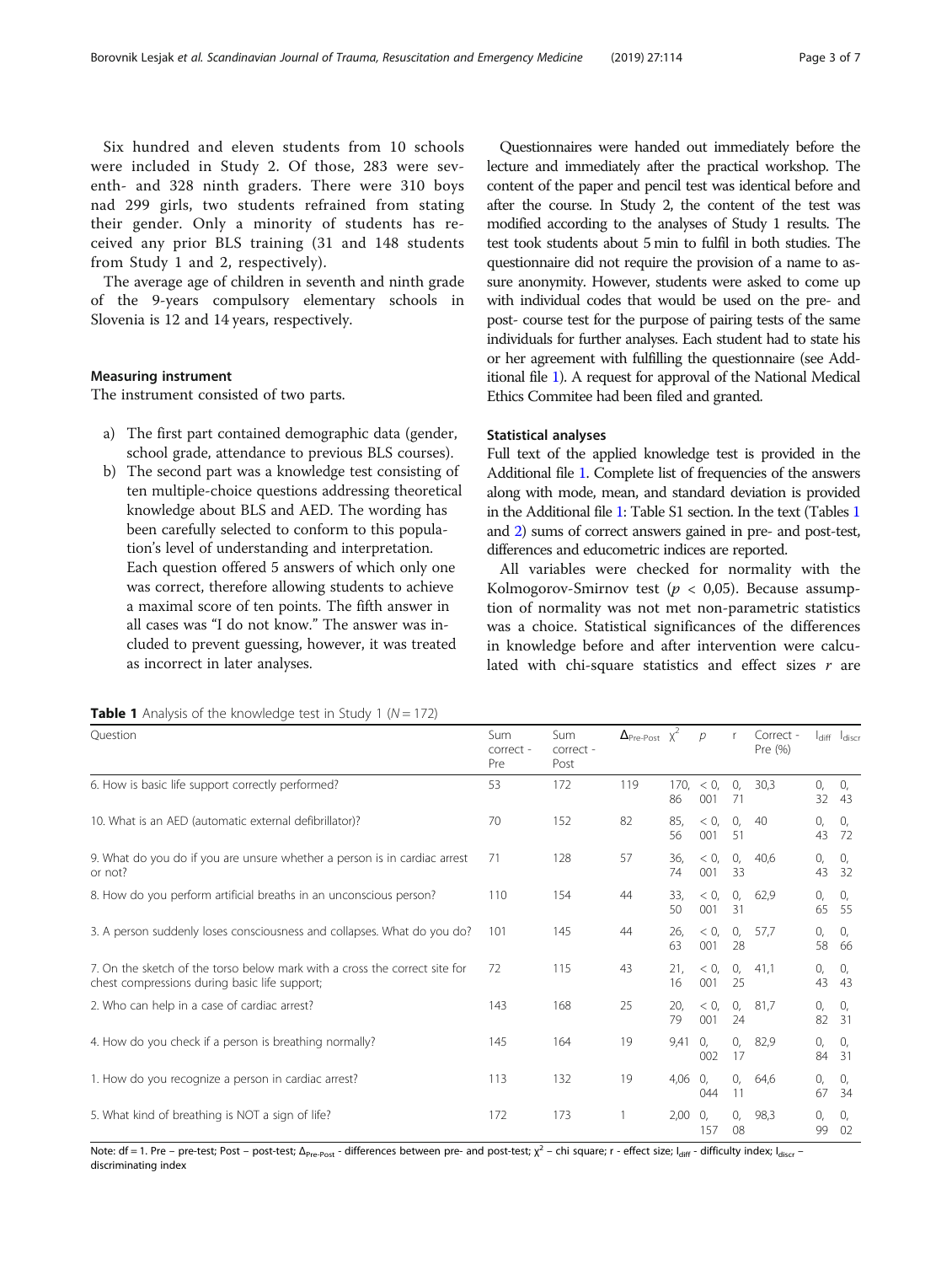Six hundred and eleven students from 10 schools were included in Study 2. Of those, 283 were seventh- and 328 ninth graders. There were 310 boys nad 299 girls, two students refrained from stating their gender. Only a minority of students has received any prior BLS training (31 and 148 students from Study 1 and 2, respectively).

The average age of children in seventh and ninth grade of the 9-years compulsory elementary schools in Slovenia is 12 and 14 years, respectively.

### Measuring instrument

The instrument consisted of two parts.

a) The first part contained demographic data (gender, school grade, attendance to previous BLS courses).
b) The second part was a knowledge test consisting of ten multiple-choice questions addressing theoretical knowledge about BLS and AED. The wording has been carefully selected to conform to this population's level of understanding and interpretation. Each question offered 5 answers of which only one was correct, therefore allowing students to achieve a maximal score of ten points. The fifth answer in all cases was "I do not know." The answer was included to prevent guessing, however, it was treated as incorrect in later analyses.

Questionnaires were handed out immediately before the lecture and immediately after the practical workshop. The content of the paper and pencil test was identical before and after the course. In Study 2, the content of the test was modified according to the analyses of Study 1 results. The test took students about 5 min to fulfil in both studies. The questionnaire did not require the provision of a name to assure anonymity. However, students were asked to come up with individual codes that would be used on the pre- and post- course test for the purpose of pairing tests of the same individuals for further analyses. Each student had to state his or her agreement with fulfilling the questionnaire (see Additional file 1). A request for approval of the National Medical Ethics Commitee had been filed and granted.

### Statistical analyses

Full text of the applied knowledge test is provided in the Additional file 1. Complete list of frequencies of the answers along with mode, mean, and standard deviation is provided in the Additional file 1: Table S1 section. In the text (Tables 1 and 2) sums of correct answers gained in pre- and post-test, differences and educometric indices are reported.

All variables were checked for normality with the Kolmogorov-Smirnov test ($p$ < 0,05). Because assumption of normality was not met non-parametric statistics was a choice. Statistical significances of the differences in knowledge before and after intervention were calculated with chi-square statistics and effect sizes $r$ are

**Table 1** Analysis of the knowledge test in Study 1 ($N$ = 172)

| Question | Sum correct - Pre | Sum correct - Post | $\Delta_{Pre-Post}$ | $\chi^2$ | $p$ | r | Correct - Pre (%) | $I_{diff}$ | $I_{discr}$ |
|---|---|---|---|---|---|---|---|---|---|
| 6. How is basic life support correctly performed? | 53 | 172 | 119 | 170,86 | < 0,001 | 0,71 | 30,3 | 0,32 | 0,43 |
| 10. What is an AED (automatic external defibrillator)? | 70 | 152 | 82 | 85,56 | < 0,001 | 0,51 | 40 | 0,43 | 0,72 |
| 9. What do you do if you are unsure whether a person is in cardiac arrest or not? | 71 | 128 | 57 | 36,74 | < 0,001 | 0,33 | 40,6 | 0,43 | 0,32 |
| 8. How do you perform artificial breaths in an unconscious person? | 110 | 154 | 44 | 33,50 | < 0,001 | 0,31 | 62,9 | 0,65 | 0,55 |
| 3. A person suddenly loses consciousness and collapses. What do you do? | 101 | 145 | 44 | 26,63 | < 0,001 | 0,28 | 57,7 | 0,58 | 0,66 |
| 7. On the sketch of the torso below mark with a cross the correct site for chest compressions during basic life support; | 72 | 115 | 43 | 21,16 | < 0,001 | 0,25 | 41,1 | 0,43 | 0,43 |
| 2. Who can help in a case of cardiac arrest? | 143 | 168 | 25 | 20,79 | < 0,001 | 0,24 | 81,7 | 0,82 | 0,31 |
| 4. How do you check if a person is breathing normally? | 145 | 164 | 19 | 9,41 | 0,002 | 0,17 | 82,9 | 0,84 | 0,31 |
| 1. How do you recognize a person in cardiac arrest? | 113 | 132 | 19 | 4,06 | 0,044 | 0,11 | 64,6 | 0,67 | 0,34 |
| 5. What kind of breathing is NOT a sign of life? | 172 | 173 | 1 | 2,00 | 0,157 | 0,08 | 98,3 | 0,99 | 0,02 |

Note: df = 1. Pre – pre-test; Post – post-test; $\Delta_{Pre-Post}$ - differences between pre- and post-test; $\chi^2$ – chi square; r - effect size; $I_{diff}$ - difficulty index; $I_{discr}$ – discriminating index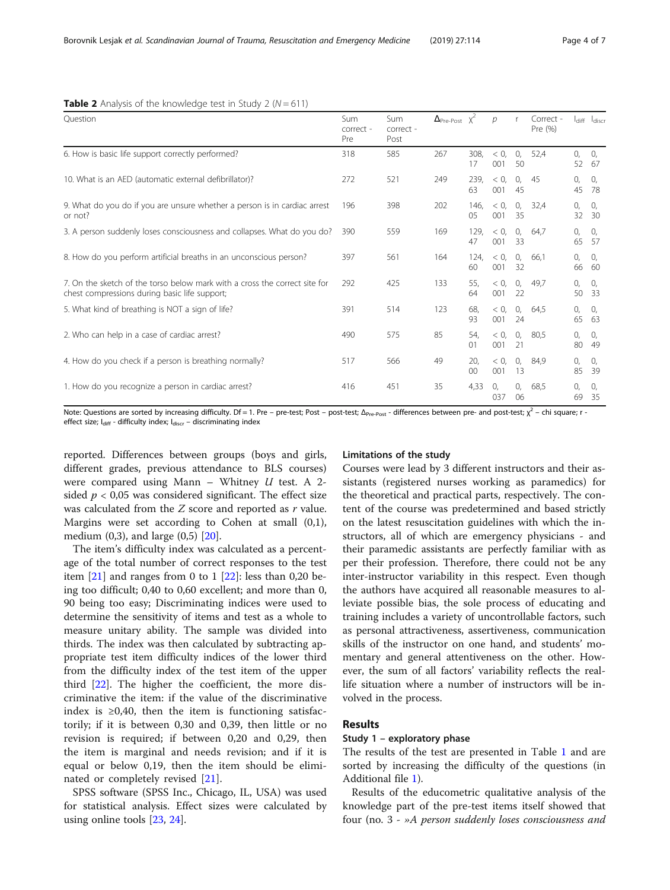**Table 2** Analysis of the knowledge test in Study 2 ($N = 611$)

| Question | Sum correct - Pre | Sum correct - Post | $\Delta_{Pre-Post}$ | $\chi^2$ | $p$ | r | Correct - Pre (%) | $I_{diff}$ | $I_{discr}$ |
|---|---|---|---|---|---|---|---|---|---|
| 6. How is basic life support correctly performed? | 318 | 585 | 267 | 308,17 | < 0,001 | 0,50 | 52,4 | 0,52 | 0,67 |
| 10. What is an AED (automatic external defibrillator)? | 272 | 521 | 249 | 239,63 | < 0,001 | 0,45 | 45 | 0,45 | 0,78 |
| 9. What do you do if you are unsure whether a person is in cardiac arrest or not? | 196 | 398 | 202 | 146,05 | < 0,001 | 0,35 | 32,4 | 0,32 | 0,30 |
| 3. A person suddenly loses consciousness and collapses. What do you do? | 390 | 559 | 169 | 129,47 | < 0,001 | 0,33 | 64,7 | 0,65 | 0,57 |
| 8. How do you perform artificial breaths in an unconscious person? | 397 | 561 | 164 | 124,60 | < 0,001 | 0,32 | 66,1 | 0,66 | 0,60 |
| 7. On the sketch of the torso below mark with a cross the correct site for chest compressions during basic life support; | 292 | 425 | 133 | 55,64 | < 0,001 | 0,22 | 49,7 | 0,50 | 0,33 |
| 5. What kind of breathing is NOT a sign of life? | 391 | 514 | 123 | 68,93 | < 0,001 | 0,24 | 64,5 | 0,65 | 0,63 |
| 2. Who can help in a case of cardiac arrest? | 490 | 575 | 85 | 54,01 | < 0,001 | 0,21 | 80,5 | 0,80 | 0,49 |
| 4. How do you check if a person is breathing normally? | 517 | 566 | 49 | 20,00 | < 0,001 | 0,13 | 84,9 | 0,85 | 0,39 |
| 1. How do you recognize a person in cardiac arrest? | 416 | 451 | 35 | 4,33 | 0,037 | 0,06 | 68,5 | 0,69 | 0,35 |

Note: Questions are sorted by increasing difficulty. Df = 1. Pre – pre-test; Post – post-test; $\Delta_{Pre-Post}$ - differences between pre- and post-test; $\chi^2$ – chi square; r - effect size; $I_{diff}$ - difficulty index; $I_{discr}$ – discriminating index

reported. Differences between groups (boys and girls, different grades, previous attendance to BLS courses) were compared using Mann – Whitney $U$ test. A 2-sided $p < 0,05$ was considered significant. The effect size was calculated from the $Z$ score and reported as $r$ value. Margins were set according to Cohen at small (0,1), medium (0,3), and large (0,5) [20].

The item's difficulty index was calculated as a percentage of the total number of correct responses to the test item [21] and ranges from 0 to 1 [22]: less than 0,20 being too difficult; 0,40 to 0,60 excellent; and more than 0, 90 being too easy; Discriminating indices were used to determine the sensitivity of items and test as a whole to measure unitary ability. The sample was divided into thirds. The index was then calculated by subtracting appropriate test item difficulty indices of the lower third from the difficulty index of the test item of the upper third [22]. The higher the coefficient, the more discriminative the item: if the value of the discriminative index is ≥0,40, then the item is functioning satisfactorily; if it is between 0,30 and 0,39, then little or no revision is required; if between 0,20 and 0,29, then the item is marginal and needs revision; and if it is equal or below 0,19, then the item should be eliminated or completely revised [21].

SPSS software (SPSS Inc., Chicago, IL, USA) was used for statistical analysis. Effect sizes were calculated by using online tools [23, 24].

### Limitations of the study

Courses were lead by 3 different instructors and their assistants (registered nurses working as paramedics) for the theoretical and practical parts, respectively. The content of the course was predetermined and based strictly on the latest resuscitation guidelines with which the instructors, all of which are emergency physicians - and their paramedic assistants are perfectly familiar with as per their profession. Therefore, there could not be any inter-instructor variability in this respect. Even though the authors have acquired all reasonable measures to alleviate possible bias, the sole process of educating and training includes a variety of uncontrollable factors, such as personal attractiveness, assertiveness, communication skills of the instructor on one hand, and students' momentary and general attentiveness on the other. However, the sum of all factors' variability reflects the real-life situation where a number of instructors will be involved in the process.

## Results

### Study 1 – exploratory phase

The results of the test are presented in Table 1 and are sorted by increasing the difficulty of the questions (in Additional file 1).

Results of the educometric qualitative analysis of the knowledge part of the pre-test items itself showed that four (no. 3 - »*A person suddenly loses consciousness and*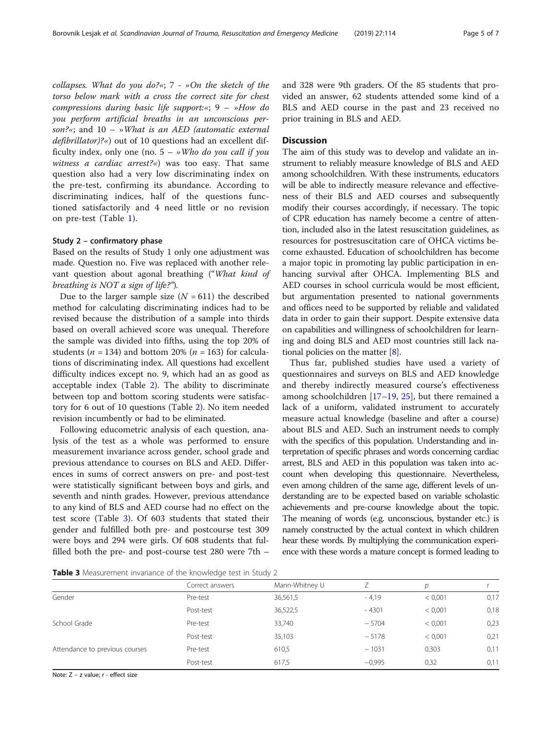*collapses. What do you do?*«; 7 - »*On the sketch of the torso below mark with a cross the correct site for chest compressions during basic life support:*«; 9 – »*How do you perform artificial breaths in an unconscious person?*«; and 10 – »*What is an AED (automatic external defibrillator)?*«) out of 10 questions had an excellent difficulty index, only one (no. 5 – »*Who do you call if you witness a cardiac arrest?*«) was too easy. That same question also had a very low discriminating index on the pre-test, confirming its abundance. According to discriminating indices, half of the questions functioned satisfactorily and 4 need little or no revision on pre-test (Table 1).

### Study 2 – confirmatory phase

Based on the results of Study 1 only one adjustment was made. Question no. Five was replaced with another relevant question about agonal breathing ("*What kind of breathing is NOT a sign of life?*").

Due to the larger sample size ($N = 611$) the described method for calculating discriminating indices had to be revised because the distribution of a sample into thirds based on overall achieved score was unequal. Therefore the sample was divided into fifths, using the top 20% of students ($n = 134$) and bottom 20% ($n = 163$) for calculations of discriminating index. All questions had excellent difficulty indices except no. 9, which had an as good as acceptable index (Table 2). The ability to discriminate between top and bottom scoring students were satisfactory for 6 out of 10 questions (Table 2). No item needed revision incumbently or had to be eliminated.

Following educometric analysis of each question, analysis of the test as a whole was performed to ensure measurement invariance across gender, school grade and previous attendance to courses on BLS and AED. Differences in sums of correct answers on pre- and post-test were statistically significant between boys and girls, and seventh and ninth grades. However, previous attendance to any kind of BLS and AED course had no effect on the test score (Table 3). Of 603 students that stated their gender and fulfilled both pre- and postcourse test 309 were boys and 294 were girls. Of 608 students that fulfilled both the pre- and post-course test 280 were 7th – and 328 were 9th graders. Of the 85 students that provided an answer, 62 students attended some kind of a BLS and AED course in the past and 23 received no prior training in BLS and AED.

## Discussion

The aim of this study was to develop and validate an instrument to reliably measure knowledge of BLS and AED among schoolchildren. With these instruments, educators will be able to indirectly measure relevance and effectiveness of their BLS and AED courses and subsequently modify their courses accordingly, if necessary. The topic of CPR education has namely become a centre of attention, included also in the latest resuscitation guidelines, as resources for postresuscitation care of OHCA victims become exhausted. Education of schoolchildren has become a major topic in promoting lay public participation in enhancing survival after OHCA. Implementing BLS and AED courses in school curricula would be most efficient, but argumentation presented to national governments and offices need to be supported by reliable and validated data in order to gain their support. Despite extensive data on capabilities and willingness of schoolchildren for learning and doing BLS and AED most countries still lack national policies on the matter [8].

Thus far, published studies have used a variety of questionnaires and surveys on BLS and AED knowledge and thereby indirectly measured course's effectiveness among schoolchildren [17–19, 25], but there remained a lack of a uniform, validated instrument to accurately measure actual knowledge (baseline and after a course) about BLS and AED. Such an instrument needs to comply with the specifics of this population. Understanding and interpretation of specific phrases and words concerning cardiac arrest, BLS and AED in this population was taken into account when developing this questionnaire. Nevertheless, even among children of the same age, different levels of understanding are to be expected based on variable scholastic achievements and pre-course knowledge about the topic. The meaning of words (e.g. unconscious, bystander etc.) is namely constructed by the actual context in which children hear these words. By multiplying the communication experience with these words a mature concept is formed leading to

**Table 3** Measurement invariance of the knowledge test in Study 2

| | Correct answers | Mann-Whitney U | Z | p | r |
|---|---|---|---|---|---|
| Gender | Pre-test | 36,561,5 | - 4,19 | < 0,001 | 0,17 |
| | Post-test | 36,522,5 | - 4301 | < 0,001 | 0,18 |
| School Grade | Pre-test | 33,740 | − 5704 | < 0,001 | 0,23 |
| | Post-test | 35,103 | − 5178 | < 0,001 | 0,21 |
| Attendance to previous courses | Pre-test | 610,5 | − 1031 | 0,303 | 0,11 |
| | Post-test | 617,5 | −0,995 | 0,32 | 0,11 |

Note: Z – z value; r - effect size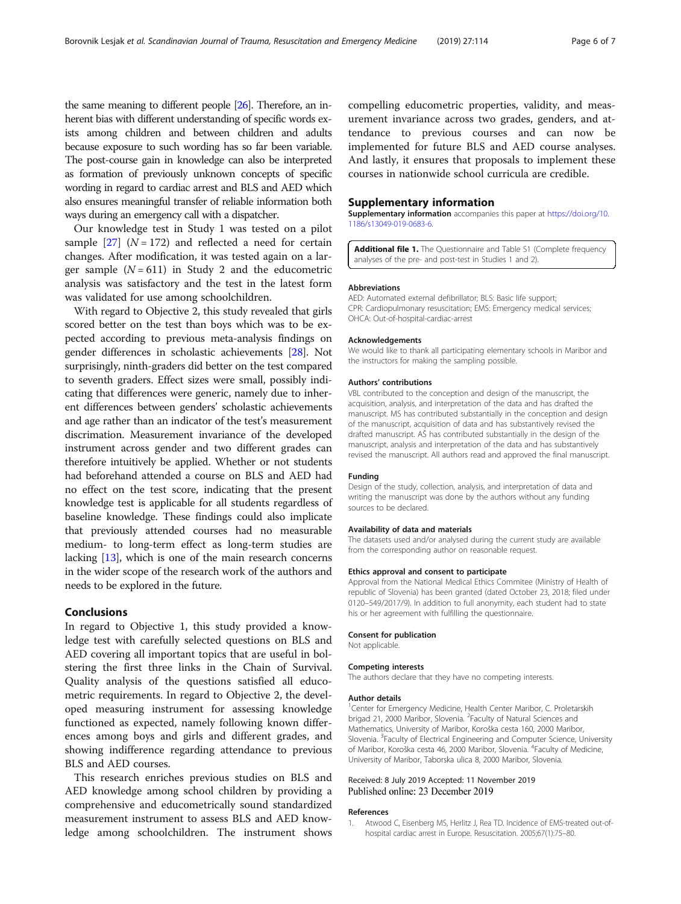the same meaning to different people [26]. Therefore, an inherent bias with different understanding of specific words exists among children and between children and adults because exposure to such wording has so far been variable. The post-course gain in knowledge can also be interpreted as formation of previously unknown concepts of specific wording in regard to cardiac arrest and BLS and AED which also ensures meaningful transfer of reliable information both ways during an emergency call with a dispatcher.

Our knowledge test in Study 1 was tested on a pilot sample [27] ($N = 172$) and reflected a need for certain changes. After modification, it was tested again on a larger sample ($N = 611$) in Study 2 and the educometric analysis was satisfactory and the test in the latest form was validated for use among schoolchildren.

With regard to Objective 2, this study revealed that girls scored better on the test than boys which was to be expected according to previous meta-analysis findings on gender differences in scholastic achievements [28]. Not surprisingly, ninth-graders did better on the test compared to seventh graders. Effect sizes were small, possibly indicating that differences were generic, namely due to inherent differences between genders' scholastic achievements and age rather than an indicator of the test's measurement discrimination. Measurement invariance of the developed instrument across gender and two different grades can therefore intuitively be applied. Whether or not students had beforehand attended a course on BLS and AED had no effect on the test score, indicating that the present knowledge test is applicable for all students regardless of baseline knowledge. These findings could also implicate that previously attended courses had no measurable medium- to long-term effect as long-term studies are lacking [13], which is one of the main research concerns in the wider scope of the research work of the authors and needs to be explored in the future.

## Conclusions

In regard to Objective 1, this study provided a knowledge test with carefully selected questions on BLS and AED covering all important topics that are useful in bolstering the first three links in the Chain of Survival. Quality analysis of the questions satisfied all educometric requirements. In regard to Objective 2, the developed measuring instrument for assessing knowledge functioned as expected, namely following known differences among boys and girls and different grades, and showing indifference regarding attendance to previous BLS and AED courses.

This research enriches previous studies on BLS and AED knowledge among school children by providing a comprehensive and educometrically sound standardized measurement instrument to assess BLS and AED knowledge among schoolchildren. The instrument shows compelling educometric properties, validity, and measurement invariance across two grades, genders, and attendance to previous courses and can now be implemented for future BLS and AED course analyses. And lastly, it ensures that proposals to implement these courses in nationwide school curricula are credible.

## Supplementary information

**Supplementary information** accompanies this paper at https://doi.org/10.1186/s13049-019-0683-6.

**Additional file 1.** The Questionnaire and Table S1 (Complete frequency analyses of the pre- and post-test in Studies 1 and 2).

### Abbreviations

AED: Automated external defibrillator; BLS: Basic life support; CPR: Cardiopulmonary resuscitation; EMS: Emergency medical services; OHCA: Out-of-hospital-cardiac-arrest

### Acknowledgements

We would like to thank all participating elementary schools in Maribor and the instructors for making the sampling possible.

### Authors' contributions

VBL contributed to the conception and design of the manuscript, the acquisition, analysis, and interpretation of the data and has drafted the manuscript. MS has contributed substantially in the conception and design of the manuscript, acquisition of data and has substantively revised the drafted manuscript. AŠ has contributed substantially in the design of the manuscript, analysis and interpretation of the data and has substantively revised the manuscript. All authors read and approved the final manuscript.

### Funding

Design of the study, collection, analysis, and interpretation of data and writing the manuscript was done by the authors without any funding sources to be declared.

### Availability of data and materials

The datasets used and/or analysed during the current study are available from the corresponding author on reasonable request.

### Ethics approval and consent to participate

Approval from the National Medical Ethics Commitee (Ministry of Health of republic of Slovenia) has been granted (dated October 23, 2018; filed under 0120–549/2017/9). In addition to full anonymity, each student had to state his or her agreement with fulfilling the questionnaire.

### Consent for publication

Not applicable.

### Competing interests

The authors declare that they have no competing interests.

### Author details

[1]Center for Emergency Medicine, Health Center Maribor, C. Proletarskih brigad 21, 2000 Maribor, Slovenia. [2]Faculty of Natural Sciences and Mathematics, University of Maribor, Koroška cesta 160, 2000 Maribor, Slovenia. [3]Faculty of Electrical Engineering and Computer Science, University of Maribor, Koroška cesta 46, 2000 Maribor, Slovenia. [4]Faculty of Medicine, University of Maribor, Taborska ulica 8, 2000 Maribor, Slovenia.

Received: 8 July 2019 Accepted: 11 November 2019
Published online: 23 December 2019

### References

1. Atwood C, Eisenberg MS, Herlitz J, Rea TD. Incidence of EMS-treated out-of-hospital cardiac arrest in Europe. Resuscitation. 2005;67(1):75–80.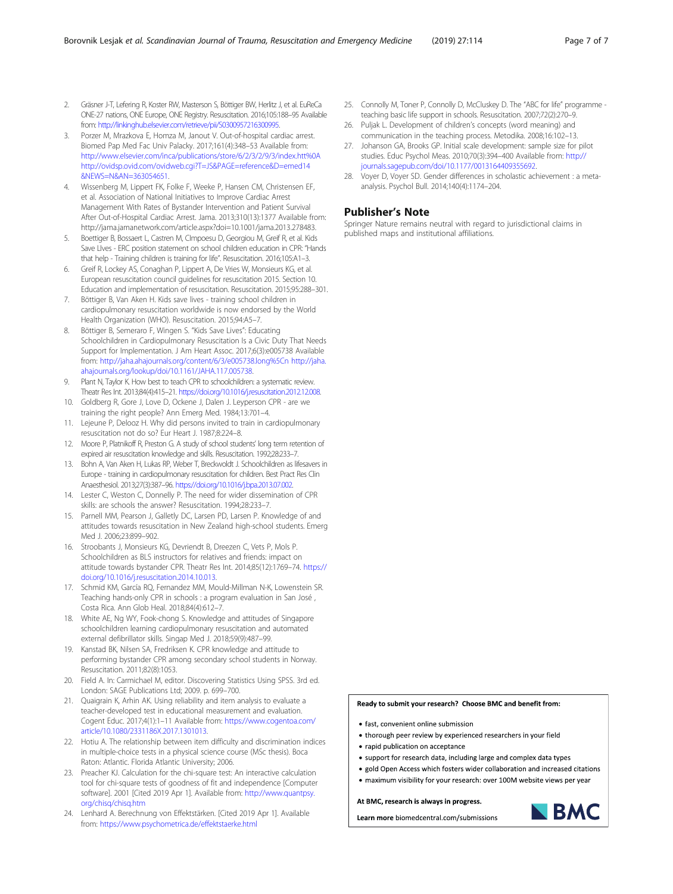2. Gräsner J-T, Lefering R, Koster RW, Masterson S, Böttiger BW, Herlitz J, et al. EuReCa ONE-27 nations, ONE Europe, ONE Registry. Resuscitation. 2016;105:188–95 Available from: http://linkinghub.elsevier.com/retrieve/pii/S0300957216300995.
3. Porzer M, Mrazkova E, Homza M, Janout V. Out-of-hospital cardiac arrest. Biomed Pap Med Fac Univ Palacky. 2017;161(4):348–53 Available from: http://www.elsevier.com/inca/publications/store/6/2/3/2/9/3/index.htt%0A http://ovidsp.ovid.com/ovidweb.cgi?T=JS&PAGE=reference&D=emed14&NEWS=N&AN=363054651.
4. Wissenberg M, Lippert FK, Folke F, Weeke P, Hansen CM, Christensen EF, et al. Association of National Initiatives to Improve Cardiac Arrest Management With Rates of Bystander Intervention and Patient Survival After Out-of-Hospital Cardiac Arrest. Jama. 2013;310(13):1377 Available from: http://jama.jamanetwork.com/article.aspx?doi=10.1001/jama.2013.278483.
5. Boettiger B, Bossaert L, Castren M, Cimpoesu D, Georgiou M, Greif R, et al. Kids Save Lives - ERC position statement on school children education in CPR: "Hands that help - Training children is training for life". Resuscitation. 2016;105:A1–3.
6. Greif R, Lockey AS, Conaghan P, Lippert A, De Vries W, Monsieurs KG, et al. European resuscitation council guidelines for resuscitation 2015. Section 10. Education and implementation of resuscitation. Resuscitation. 2015;95:288–301.
7. Böttiger B, Van Aken H. Kids save lives - training school children in cardiopulmonary resuscitation worldwide is now endorsed by the World Health Organization (WHO). Resuscitation. 2015;94:A5–7.
8. Böttiger B, Semeraro F, Wingen S. "Kids Save Lives": Educating Schoolchildren in Cardiopulmonary Resuscitation Is a Civic Duty That Needs Support for Implementation. J Am Heart Assoc. 2017;6(3):e005738 Available from: http://jaha.ahajournals.org/content/6/3/e005738.long%5Cn http://jaha.ahajournals.org/lookup/doi/10.1161/JAHA.117.005738.
9. Plant N, Taylor K. How best to teach CPR to schoolchildren: a systematic review. Theatr Res Int. 2013;84(4):415–21. https://doi.org/10.1016/j.resuscitation.2012.12.008.
10. Goldberg R, Gore J, Love D, Ockene J, Dalen J. Leyperson CPR - are we training the right people? Ann Emerg Med. 1984;13:701–4.
11. Lejeune P, Delooz H. Why did persons invited to train in cardiopulmonary resuscitation not do so? Eur Heart J. 1987;8:224–8.
12. Moore P, Platnikoff R, Preston G. A study of school students' long term retention of expired air resuscitation knowledge and skills. Resuscitation. 1992;28:233–7.
13. Bohn A, Van Aken H, Lukas RP, Weber T, Breckwoldt J. Schoolchildren as lifesavers in Europe - training in cardiopulmonary resuscitation for children. Best Pract Res Clin Anaesthesiol. 2013;27(3):387–96. https://doi.org/10.1016/j.bpa.2013.07.002.
14. Lester C, Weston C, Donnelly P. The need for wider dissemination of CPR skills: are schools the answer? Resuscitation. 1994;28:233–7.
15. Parnell MM, Pearson J, Galletly DC, Larsen PD, Larsen P. Knowledge of and attitudes towards resuscitation in New Zealand high-school students. Emerg Med J. 2006;23:899–902.
16. Stroobants J, Monsieurs KG, Devriendt B, Dreezen C, Vets P, Mols P. Schoolchildren as BLS instructors for relatives and friends: impact on attitude towards bystander CPR. Theatr Res Int. 2014;85(12):1769–74. https://doi.org/10.1016/j.resuscitation.2014.10.013.
17. Schmid KM, García RQ, Fernandez MM, Mould-Millman N-K, Lowenstein SR. Teaching hands-only CPR in schools : a program evaluation in San José , Costa Rica. Ann Glob Heal. 2018;84(4):612–7.
18. White AE, Ng WY, Fook-chong S. Knowledge and attitudes of Singapore schoolchildren learning cardiopulmonary resuscitation and automated external defibrillator skills. Singap Med J. 2018;59(9):487–99.
19. Kanstad BK, Nilsen SA, Fredriksen K. CPR knowledge and attitude to performing bystander CPR among secondary school students in Norway. Resuscitation. 2011;82(8):1053.
20. Field A. In: Carmichael M, editor. Discovering Statistics Using SPSS. 3rd ed. London: SAGE Publications Ltd; 2009. p. 699–700.
21. Quaigrain K, Arhin AK. Using reliability and item analysis to evaluate a teacher-developed test in educational measurement and evaluation. Cogent Educ. 2017;4(1):1–11 Available from: https://www.cogentoa.com/article/10.1080/2331186X.2017.1301013.
22. Hotiu A. The relationship between item difficulty and discrimination indices in multiple-choice tests in a physical science course (MSc thesis). Boca Raton: Atlantic. Florida Atlantic University; 2006.
23. Preacher KJ. Calculation for the chi-square test: An interactive calculation tool for chi-square tests of goodness of fit and independence [Computer software]. 2001 [Cited 2019 Apr 1]. Available from: http://www.quantpsy.org/chisq/chisq.htm
24. Lenhard A. Berechnung von Effektstärken. [Cited 2019 Apr 1]. Available from: https://www.psychometrica.de/effektstaerke.html
25. Connolly M, Toner P, Connolly D, McCluskey D. The "ABC for life" programme - teaching basic life support in schools. Resuscitation. 2007;72(2):270–9.
26. Puljak L. Development of children's concepts (word meaning) and communication in the teaching process. Metodika. 2008;16:102–13.
27. Johanson GA, Brooks GP. Initial scale development: sample size for pilot studies. Educ Psychol Meas. 2010;70(3):394–400 Available from: http://journals.sagepub.com/doi/10.1177/0013164409355692.
28. Voyer D, Voyer SD. Gender differences in scholastic achievement : a meta-analysis. Psychol Bull. 2014;140(4):1174–204.

## Publisher's Note

Springer Nature remains neutral with regard to jurisdictional claims in published maps and institutional affiliations.

**Ready to submit your research? Choose BMC and benefit from:**

- fast, convenient online submission
- thorough peer review by experienced researchers in your field
- rapid publication on acceptance
- support for research data, including large and complex data types
- gold Open Access which fosters wider collaboration and increased citations
- maximum visibility for your research: over 100M website views per year

**At BMC, research is always in progress.**

**Learn more** biomedcentral.com/submissions

BMC